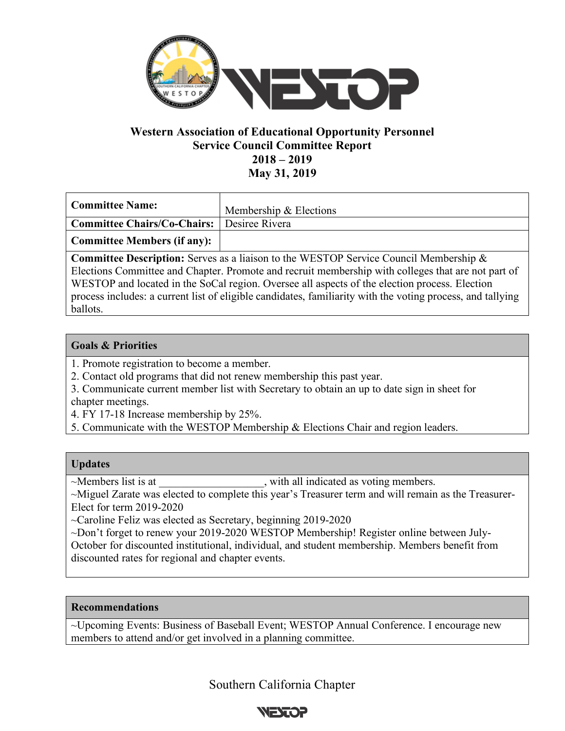**Western Association of Educational Opportunity Personnel**
**Service Council Committee Report**
**2018 – 2019**
**May 31, 2019**

| **Committee Name:** | Membership & Elections |
|---|---|
| **Committee Chairs/Co-Chairs:** | Desiree Rivera |
| **Committee Members (if any):** | |

**Committee Description:** Serves as a liaison to the WESTOP Service Council Membership & Elections Committee and Chapter. Promote and recruit membership with colleges that are not part of WESTOP and located in the SoCal region. Oversee all aspects of the election process. Election process includes: a current list of eligible candidates, familiarity with the voting process, and tallying ballots.

**Goals & Priorities**

1. Promote registration to become a member.
2. Contact old programs that did not renew membership this past year.
3. Communicate current member list with Secretary to obtain an up to date sign in sheet for chapter meetings.
4. FY 17-18 Increase membership by 25%.
5. Communicate with the WESTOP Membership & Elections Chair and region leaders.

**Updates**

~Members list is at ___________________, with all indicated as voting members.
~Miguel Zarate was elected to complete this year's Treasurer term and will remain as the Treasurer-Elect for term 2019-2020
~Caroline Feliz was elected as Secretary, beginning 2019-2020
~Don't forget to renew your 2019-2020 WESTOP Membership! Register online between July-October for discounted institutional, individual, and student membership. Members benefit from discounted rates for regional and chapter events.

**Recommendations**

~Upcoming Events: Business of Baseball Event; WESTOP Annual Conference. I encourage new members to attend and/or get involved in a planning committee.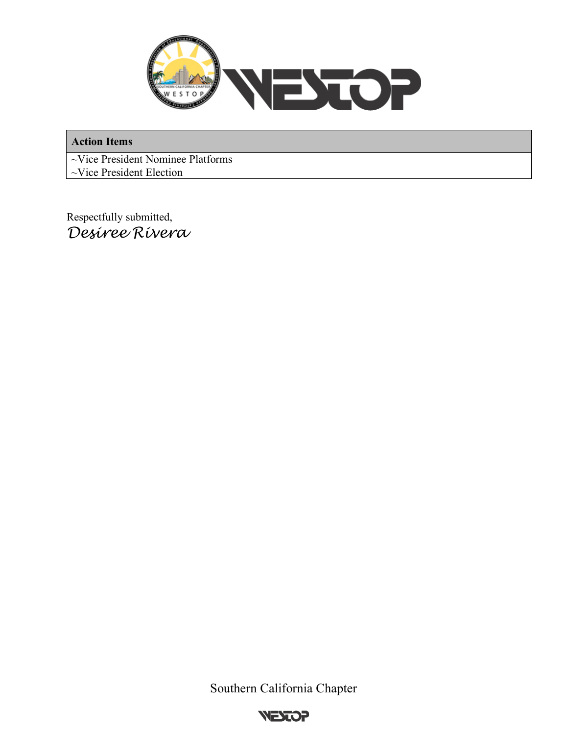| Action Items |
| --- |
| ~Vice President Nominee Platforms<br>~Vice President Election |

Respectfully submitted,
*Desiree Rivera*